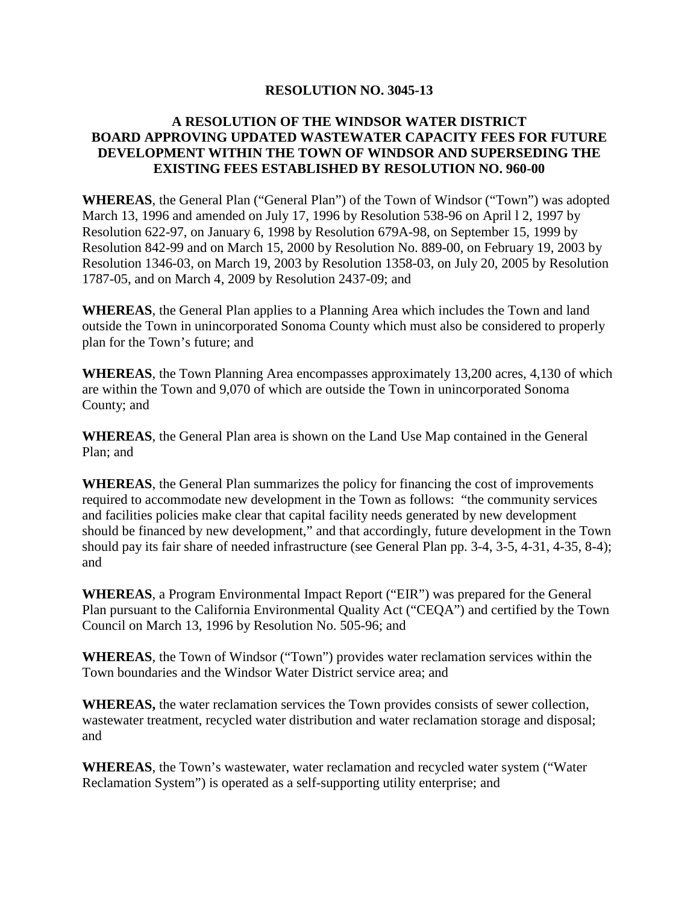# RESOLUTION NO. 3045-13

## A RESOLUTION OF THE WINDSOR WATER DISTRICT BOARD APPROVING UPDATED WASTEWATER CAPACITY FEES FOR FUTURE DEVELOPMENT WITHIN THE TOWN OF WINDSOR AND SUPERSEDING THE EXISTING FEES ESTABLISHED BY RESOLUTION NO. 960-00

**WHEREAS**, the General Plan ("General Plan") of the Town of Windsor ("Town") was adopted March 13, 1996 and amended on July 17, 1996 by Resolution 538-96 on April l 2, 1997 by Resolution 622-97, on January 6, 1998 by Resolution 679A-98, on September 15, 1999 by Resolution 842-99 and on March 15, 2000 by Resolution No. 889-00, on February 19, 2003 by Resolution 1346-03, on March 19, 2003 by Resolution 1358-03, on July 20, 2005 by Resolution 1787-05, and on March 4, 2009 by Resolution 2437-09; and

**WHEREAS**, the General Plan applies to a Planning Area which includes the Town and land outside the Town in unincorporated Sonoma County which must also be considered to properly plan for the Town's future; and

**WHEREAS**, the Town Planning Area encompasses approximately 13,200 acres, 4,130 of which are within the Town and 9,070 of which are outside the Town in unincorporated Sonoma County; and

**WHEREAS**, the General Plan area is shown on the Land Use Map contained in the General Plan; and

**WHEREAS**, the General Plan summarizes the policy for financing the cost of improvements required to accommodate new development in the Town as follows: "the community services and facilities policies make clear that capital facility needs generated by new development should be financed by new development," and that accordingly, future development in the Town should pay its fair share of needed infrastructure (see General Plan pp. 3-4, 3-5, 4-31, 4-35, 8-4); and

**WHEREAS**, a Program Environmental Impact Report ("EIR") was prepared for the General Plan pursuant to the California Environmental Quality Act ("CEQA") and certified by the Town Council on March 13, 1996 by Resolution No. 505-96; and

**WHEREAS**, the Town of Windsor ("Town") provides water reclamation services within the Town boundaries and the Windsor Water District service area; and

**WHEREAS,** the water reclamation services the Town provides consists of sewer collection, wastewater treatment, recycled water distribution and water reclamation storage and disposal; and

**WHEREAS**, the Town's wastewater, water reclamation and recycled water system ("Water Reclamation System") is operated as a self-supporting utility enterprise; and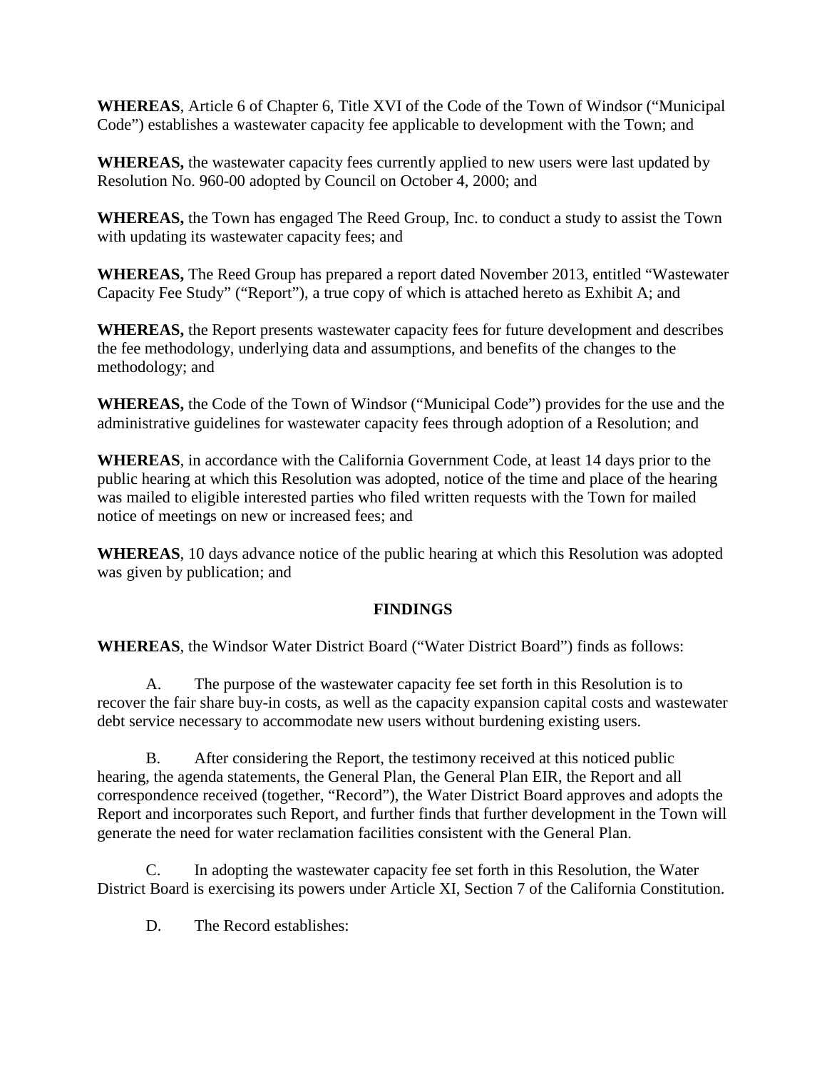**WHEREAS**, Article 6 of Chapter 6, Title XVI of the Code of the Town of Windsor ("Municipal Code") establishes a wastewater capacity fee applicable to development with the Town; and

**WHEREAS,** the wastewater capacity fees currently applied to new users were last updated by Resolution No. 960-00 adopted by Council on October 4, 2000; and

**WHEREAS,** the Town has engaged The Reed Group, Inc. to conduct a study to assist the Town with updating its wastewater capacity fees; and

**WHEREAS,** The Reed Group has prepared a report dated November 2013, entitled "Wastewater Capacity Fee Study" ("Report"), a true copy of which is attached hereto as Exhibit A; and

**WHEREAS,** the Report presents wastewater capacity fees for future development and describes the fee methodology, underlying data and assumptions, and benefits of the changes to the methodology; and

**WHEREAS,** the Code of the Town of Windsor ("Municipal Code") provides for the use and the administrative guidelines for wastewater capacity fees through adoption of a Resolution; and

**WHEREAS**, in accordance with the California Government Code, at least 14 days prior to the public hearing at which this Resolution was adopted, notice of the time and place of the hearing was mailed to eligible interested parties who filed written requests with the Town for mailed notice of meetings on new or increased fees; and

**WHEREAS**, 10 days advance notice of the public hearing at which this Resolution was adopted was given by publication; and

## FINDINGS

**WHEREAS**, the Windsor Water District Board ("Water District Board") finds as follows:

A. The purpose of the wastewater capacity fee set forth in this Resolution is to recover the fair share buy-in costs, as well as the capacity expansion capital costs and wastewater debt service necessary to accommodate new users without burdening existing users.

B. After considering the Report, the testimony received at this noticed public hearing, the agenda statements, the General Plan, the General Plan EIR, the Report and all correspondence received (together, "Record"), the Water District Board approves and adopts the Report and incorporates such Report, and further finds that further development in the Town will generate the need for water reclamation facilities consistent with the General Plan.

C. In adopting the wastewater capacity fee set forth in this Resolution, the Water District Board is exercising its powers under Article XI, Section 7 of the California Constitution.

D. The Record establishes: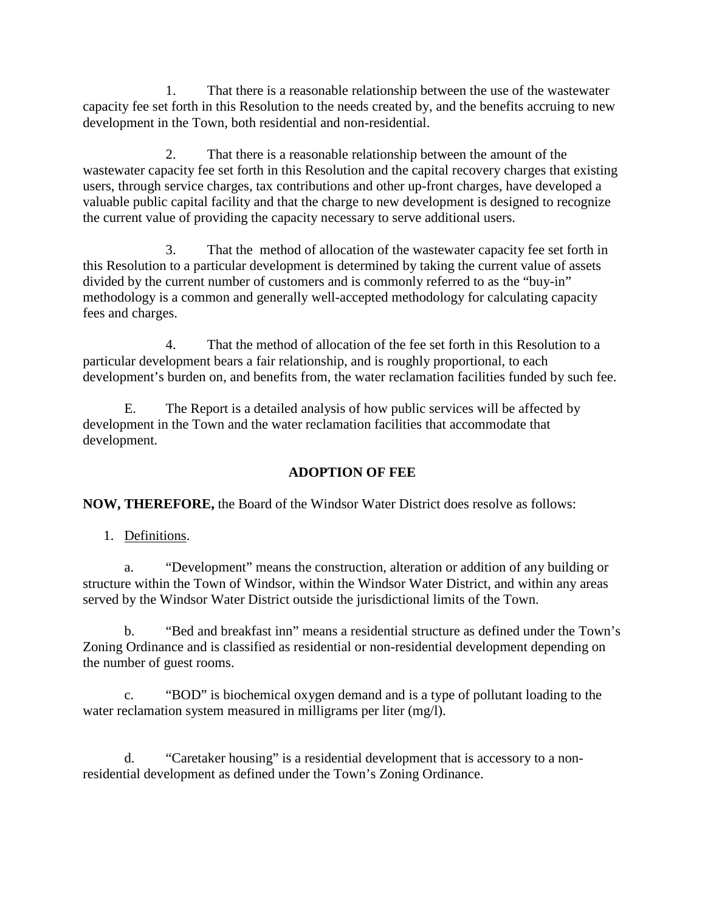1. That there is a reasonable relationship between the use of the wastewater capacity fee set forth in this Resolution to the needs created by, and the benefits accruing to new development in the Town, both residential and non-residential.

2. That there is a reasonable relationship between the amount of the wastewater capacity fee set forth in this Resolution and the capital recovery charges that existing users, through service charges, tax contributions and other up-front charges, have developed a valuable public capital facility and that the charge to new development is designed to recognize the current value of providing the capacity necessary to serve additional users.

3. That the method of allocation of the wastewater capacity fee set forth in this Resolution to a particular development is determined by taking the current value of assets divided by the current number of customers and is commonly referred to as the "buy-in" methodology is a common and generally well-accepted methodology for calculating capacity fees and charges.

4. That the method of allocation of the fee set forth in this Resolution to a particular development bears a fair relationship, and is roughly proportional, to each development's burden on, and benefits from, the water reclamation facilities funded by such fee.

E. The Report is a detailed analysis of how public services will be affected by development in the Town and the water reclamation facilities that accommodate that development.

## ADOPTION OF FEE

**NOW, THEREFORE,** the Board of the Windsor Water District does resolve as follows:

1. Definitions.

a. "Development" means the construction, alteration or addition of any building or structure within the Town of Windsor, within the Windsor Water District, and within any areas served by the Windsor Water District outside the jurisdictional limits of the Town.

b. "Bed and breakfast inn" means a residential structure as defined under the Town's Zoning Ordinance and is classified as residential or non-residential development depending on the number of guest rooms.

c. "BOD" is biochemical oxygen demand and is a type of pollutant loading to the water reclamation system measured in milligrams per liter (mg/l).

d. "Caretaker housing" is a residential development that is accessory to a non-residential development as defined under the Town's Zoning Ordinance.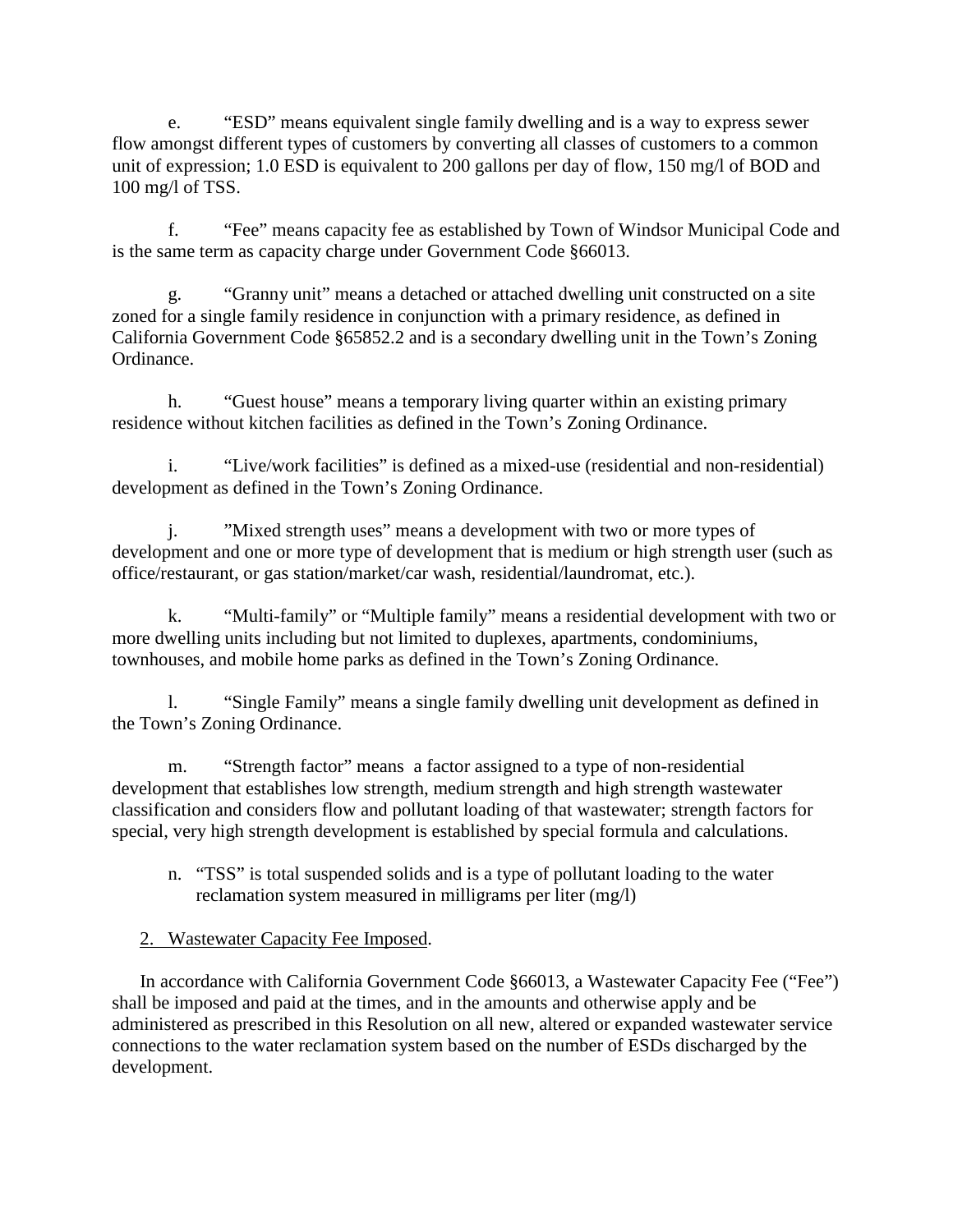e. “ESD” means equivalent single family dwelling and is a way to express sewer flow amongst different types of customers by converting all classes of customers to a common unit of expression; 1.0 ESD is equivalent to 200 gallons per day of flow, 150 mg/l of BOD and 100 mg/l of TSS.

f. “Fee” means capacity fee as established by Town of Windsor Municipal Code and is the same term as capacity charge under Government Code §66013.

g. “Granny unit” means a detached or attached dwelling unit constructed on a site zoned for a single family residence in conjunction with a primary residence, as defined in California Government Code §65852.2 and is a secondary dwelling unit in the Town’s Zoning Ordinance.

h. “Guest house” means a temporary living quarter within an existing primary residence without kitchen facilities as defined in the Town’s Zoning Ordinance.

i. “Live/work facilities” is defined as a mixed-use (residential and non-residential) development as defined in the Town’s Zoning Ordinance.

j. ”Mixed strength uses” means a development with two or more types of development and one or more type of development that is medium or high strength user (such as office/restaurant, or gas station/market/car wash, residential/laundromat, etc.).

k. “Multi-family” or “Multiple family” means a residential development with two or more dwelling units including but not limited to duplexes, apartments, condominiums, townhouses, and mobile home parks as defined in the Town’s Zoning Ordinance.

l. “Single Family” means a single family dwelling unit development as defined in the Town’s Zoning Ordinance.

m. “Strength factor” means a factor assigned to a type of non-residential development that establishes low strength, medium strength and high strength wastewater classification and considers flow and pollutant loading of that wastewater; strength factors for special, very high strength development is established by special formula and calculations.

n. “TSS” is total suspended solids and is a type of pollutant loading to the water reclamation system measured in milligrams per liter (mg/l)

2. Wastewater Capacity Fee Imposed.

In accordance with California Government Code §66013, a Wastewater Capacity Fee (“Fee”) shall be imposed and paid at the times, and in the amounts and otherwise apply and be administered as prescribed in this Resolution on all new, altered or expanded wastewater service connections to the water reclamation system based on the number of ESDs discharged by the development.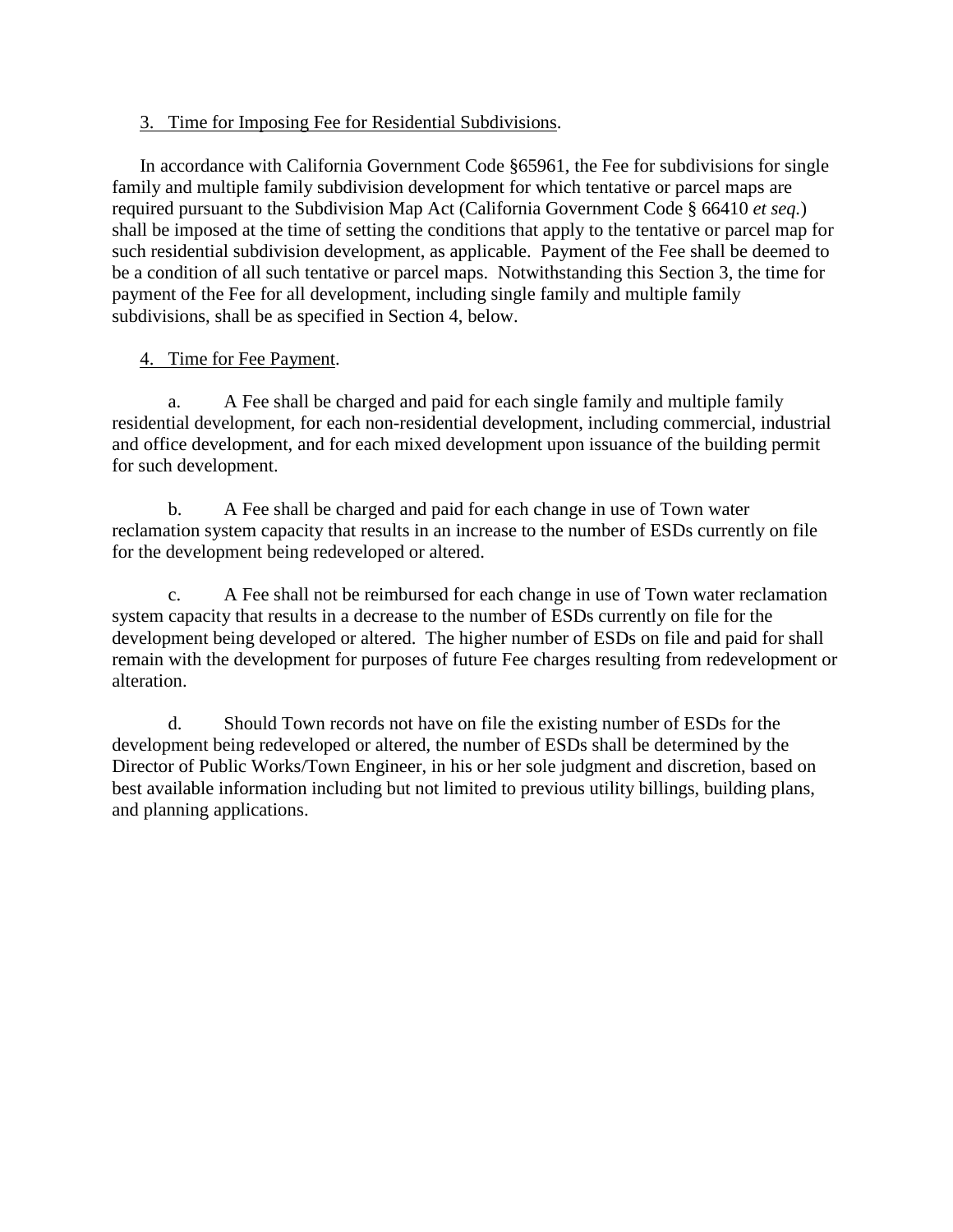3. <u>Time for Imposing Fee for Residential Subdivisions</u>.

In accordance with California Government Code §65961, the Fee for subdivisions for single family and multiple family subdivision development for which tentative or parcel maps are required pursuant to the Subdivision Map Act (California Government Code § 66410 *et seq.*) shall be imposed at the time of setting the conditions that apply to the tentative or parcel map for such residential subdivision development, as applicable. Payment of the Fee shall be deemed to be a condition of all such tentative or parcel maps. Notwithstanding this Section 3, the time for payment of the Fee for all development, including single family and multiple family subdivisions, shall be as specified in Section 4, below.

4. <u>Time for Fee Payment</u>.

a. A Fee shall be charged and paid for each single family and multiple family residential development, for each non-residential development, including commercial, industrial and office development, and for each mixed development upon issuance of the building permit for such development.

b. A Fee shall be charged and paid for each change in use of Town water reclamation system capacity that results in an increase to the number of ESDs currently on file for the development being redeveloped or altered.

c. A Fee shall not be reimbursed for each change in use of Town water reclamation system capacity that results in a decrease to the number of ESDs currently on file for the development being developed or altered. The higher number of ESDs on file and paid for shall remain with the development for purposes of future Fee charges resulting from redevelopment or alteration.

d. Should Town records not have on file the existing number of ESDs for the development being redeveloped or altered, the number of ESDs shall be determined by the Director of Public Works/Town Engineer, in his or her sole judgment and discretion, based on best available information including but not limited to previous utility billings, building plans, and planning applications.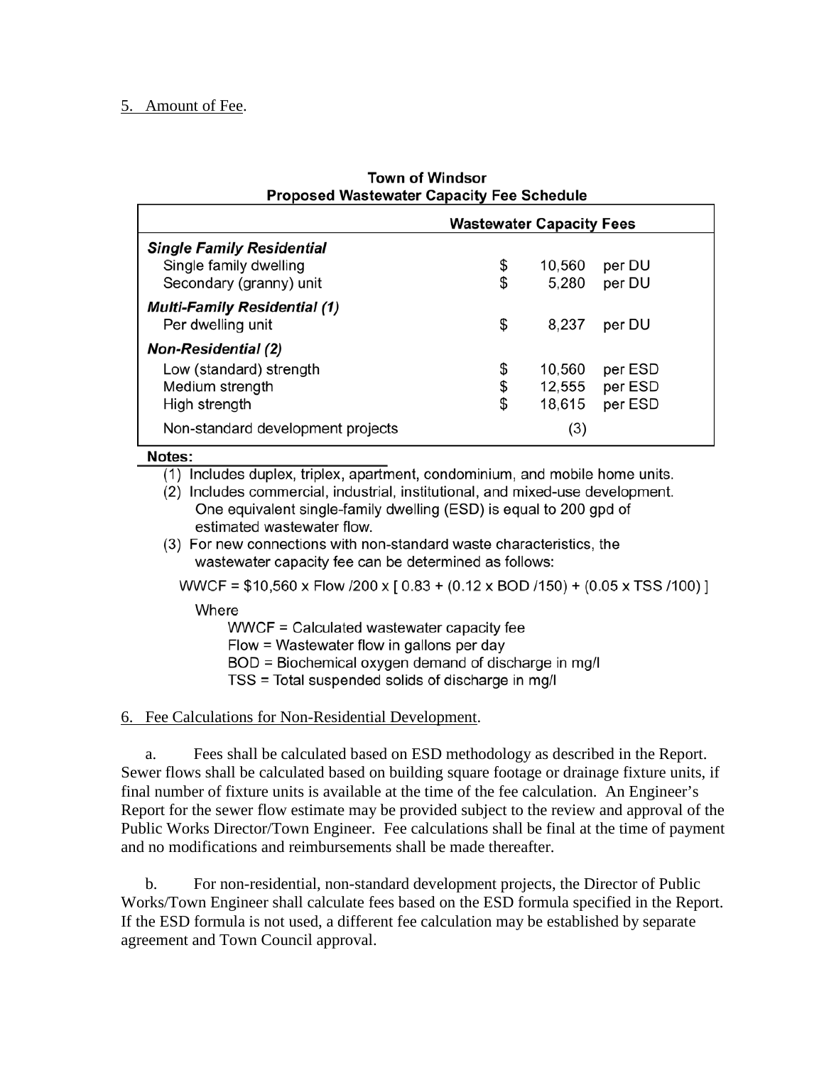5. Amount of Fee.

**Town of Windsor**
**Proposed Wastewater Capacity Fee Schedule**

| | Wastewater Capacity Fees | |
|---|---|---|
| ***Single Family Residential*** | | |
| Single family dwelling | $ 10,560 | per DU |
| Secondary (granny) unit | $ 5,280 | per DU |
| ***Multi-Family Residential (1)*** | | |
| Per dwelling unit | $ 8,237 | per DU |
| ***Non-Residential (2)*** | | |
| Low (standard) strength | $ 10,560 | per ESD |
| Medium strength | $ 12,555 | per ESD |
| High strength | $ 18,615 | per ESD |
| Non-standard development projects | (3) | |

**Notes:**

(1) Includes duplex, triplex, apartment, condominium, and mobile home units.

(2) Includes commercial, industrial, institutional, and mixed-use development. One equivalent single-family dwelling (ESD) is equal to 200 gpd of estimated wastewater flow.

(3) For new connections with non-standard waste characteristics, the wastewater capacity fee can be determined as follows:

$$WWCF = \$10{,}560 \times Flow / 200 \times [\, 0.83 + (0.12 \times BOD / 150) + (0.05 \times TSS / 100) \,]$$

Where

WWCF = Calculated wastewater capacity fee
Flow = Wastewater flow in gallons per day
BOD = Biochemical oxygen demand of discharge in mg/l
TSS = Total suspended solids of discharge in mg/l

6. Fee Calculations for Non-Residential Development.

a. Fees shall be calculated based on ESD methodology as described in the Report. Sewer flows shall be calculated based on building square footage or drainage fixture units, if final number of fixture units is available at the time of the fee calculation. An Engineer's Report for the sewer flow estimate may be provided subject to the review and approval of the Public Works Director/Town Engineer. Fee calculations shall be final at the time of payment and no modifications and reimbursements shall be made thereafter.

b. For non-residential, non-standard development projects, the Director of Public Works/Town Engineer shall calculate fees based on the ESD formula specified in the Report. If the ESD formula is not used, a different fee calculation may be established by separate agreement and Town Council approval.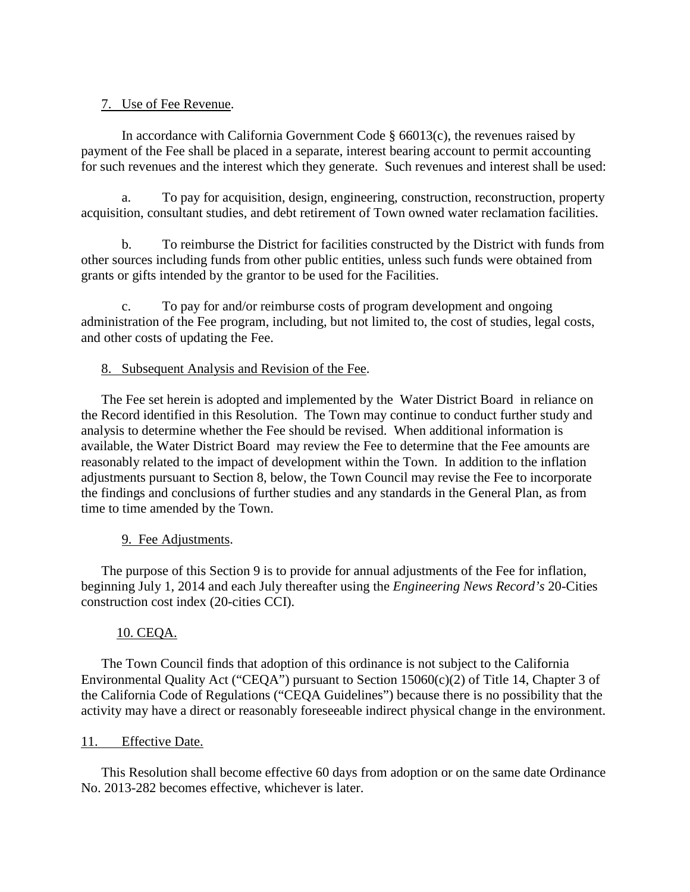7. Use of Fee Revenue.

In accordance with California Government Code § 66013(c), the revenues raised by payment of the Fee shall be placed in a separate, interest bearing account to permit accounting for such revenues and the interest which they generate. Such revenues and interest shall be used:

a. To pay for acquisition, design, engineering, construction, reconstruction, property acquisition, consultant studies, and debt retirement of Town owned water reclamation facilities.

b. To reimburse the District for facilities constructed by the District with funds from other sources including funds from other public entities, unless such funds were obtained from grants or gifts intended by the grantor to be used for the Facilities.

c. To pay for and/or reimburse costs of program development and ongoing administration of the Fee program, including, but not limited to, the cost of studies, legal costs, and other costs of updating the Fee.

8. Subsequent Analysis and Revision of the Fee.

The Fee set herein is adopted and implemented by the Water District Board in reliance on the Record identified in this Resolution. The Town may continue to conduct further study and analysis to determine whether the Fee should be revised. When additional information is available, the Water District Board may review the Fee to determine that the Fee amounts are reasonably related to the impact of development within the Town. In addition to the inflation adjustments pursuant to Section 8, below, the Town Council may revise the Fee to incorporate the findings and conclusions of further studies and any standards in the General Plan, as from time to time amended by the Town.

9. Fee Adjustments.

The purpose of this Section 9 is to provide for annual adjustments of the Fee for inflation, beginning July 1, 2014 and each July thereafter using the *Engineering News Record's* 20-Cities construction cost index (20-cities CCI).

10. CEQA.

The Town Council finds that adoption of this ordinance is not subject to the California Environmental Quality Act ("CEQA") pursuant to Section 15060(c)(2) of Title 14, Chapter 3 of the California Code of Regulations ("CEQA Guidelines") because there is no possibility that the activity may have a direct or reasonably foreseeable indirect physical change in the environment.

11. Effective Date.

This Resolution shall become effective 60 days from adoption or on the same date Ordinance No. 2013-282 becomes effective, whichever is later.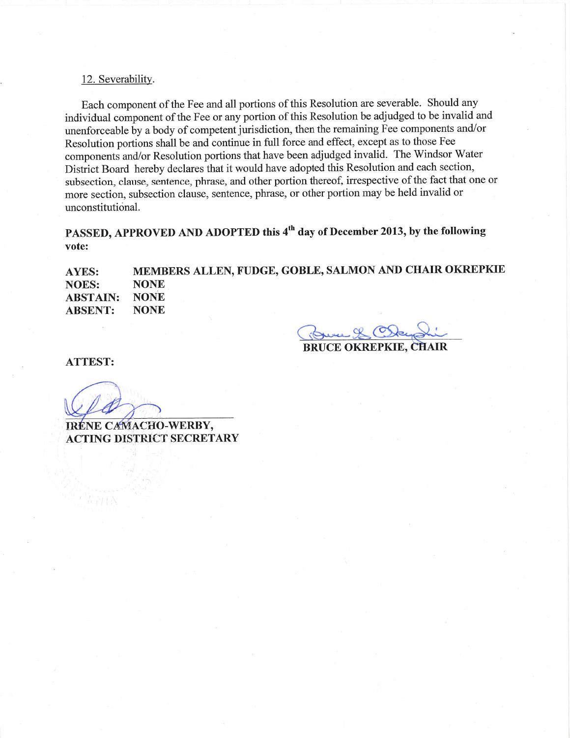12. Severability.

Each component of the Fee and all portions of this Resolution are severable. Should any individual component of the Fee or any portion of this Resolution be adjudged to be invalid and unenforceable by a body of competent jurisdiction, then the remaining Fee components and/or Resolution portions shall be and continue in full force and effect, except as to those Fee components and/or Resolution portions that have been adjudged invalid. The Windsor Water District Board hereby declares that it would have adopted this Resolution and each section, subsection, clause, sentence, phrase, and other portion thereof, irrespective of the fact that one or more section, subsection clause, sentence, phrase, or other portion may be held invalid or unconstitutional.

**PASSED, APPROVED AND ADOPTED this 4th day of December 2013, by the following vote:**

| | |
|---|---|
| **AYES:** | **MEMBERS ALLEN, FUDGE, GOBLE, SALMON AND CHAIR OKREPKIE** |
| **NOES:** | **NONE** |
| **ABSTAIN:** | **NONE** |
| **ABSENT:** | **NONE** |

**BRUCE OKREPKIE, CHAIR**

**ATTEST:**

**IRENE CAMACHO-WERBY,**
**ACTING DISTRICT SECRETARY**